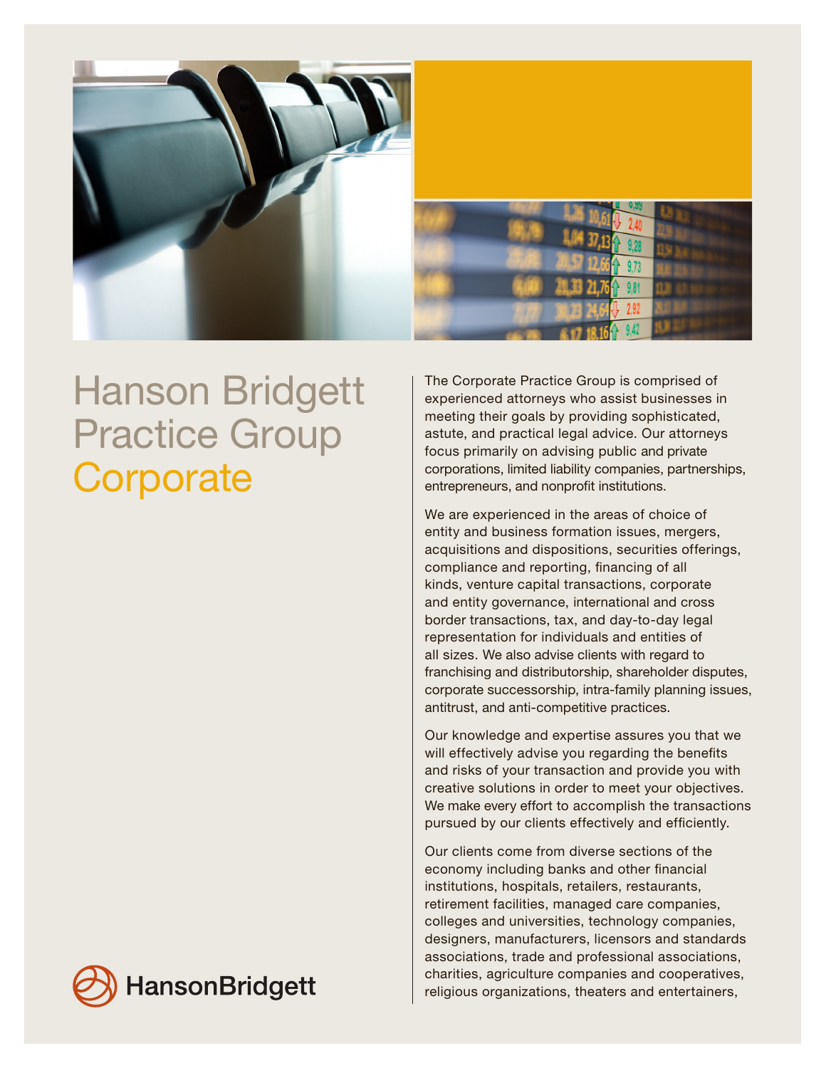# Hanson Bridgett Practice Group Corporate

The Corporate Practice Group is comprised of experienced attorneys who assist businesses in meeting their goals by providing sophisticated, astute, and practical legal advice. Our attorneys focus primarily on advising public and private corporations, limited liability companies, partnerships, entrepreneurs, and nonprofit institutions.

We are experienced in the areas of choice of entity and business formation issues, mergers, acquisitions and dispositions, securities offerings, compliance and reporting, financing of all kinds, venture capital transactions, corporate and entity governance, international and cross border transactions, tax, and day-to-day legal representation for individuals and entities of all sizes. We also advise clients with regard to franchising and distributorship, shareholder disputes, corporate successorship, intra-family planning issues, antitrust, and anti-competitive practices.

Our knowledge and expertise assures you that we will effectively advise you regarding the benefits and risks of your transaction and provide you with creative solutions in order to meet your objectives. We make every effort to accomplish the transactions pursued by our clients effectively and efficiently.

Our clients come from diverse sections of the economy including banks and other financial institutions, hospitals, retailers, restaurants, retirement facilities, managed care companies, colleges and universities, technology companies, designers, manufacturers, licensors and standards associations, trade and professional associations, charities, agriculture companies and cooperatives, religious organizations, theaters and entertainers,

HansonBridgett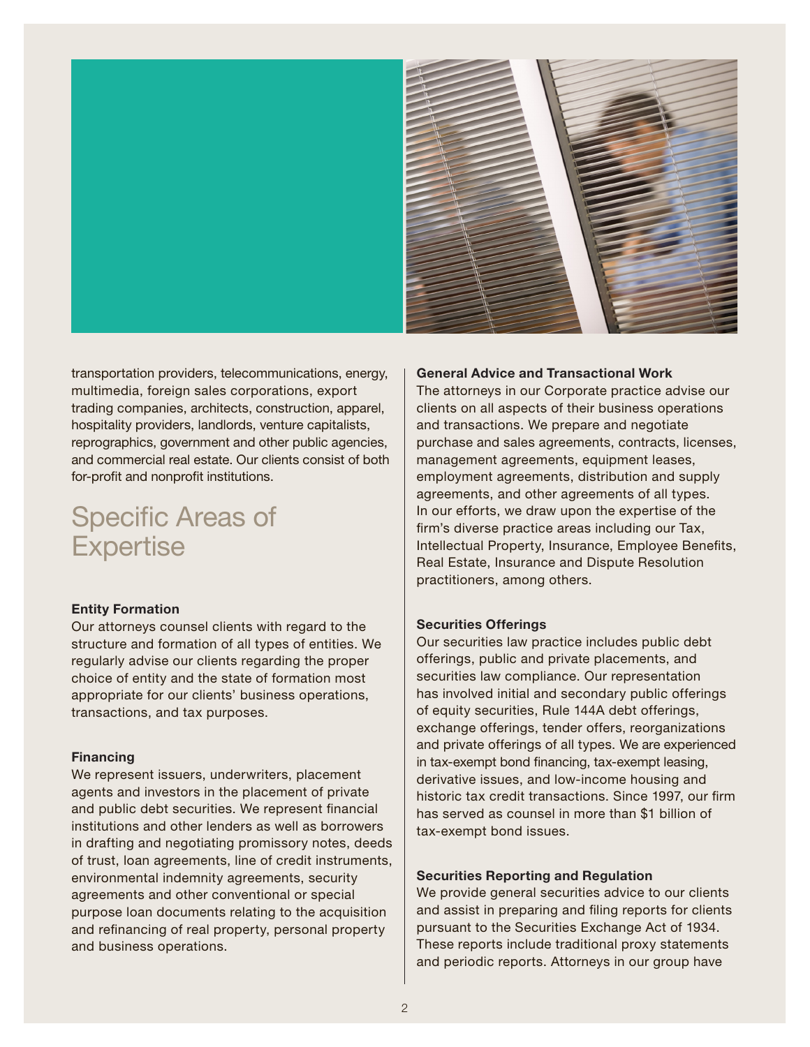transportation providers, telecommunications, energy, multimedia, foreign sales corporations, export trading companies, architects, construction, apparel, hospitality providers, landlords, venture capitalists, reprographics, government and other public agencies, and commercial real estate. Our clients consist of both for-profit and nonprofit institutions.

## Specific Areas of Expertise

**Entity Formation**

Our attorneys counsel clients with regard to the structure and formation of all types of entities. We regularly advise our clients regarding the proper choice of entity and the state of formation most appropriate for our clients' business operations, transactions, and tax purposes.

**Financing**

We represent issuers, underwriters, placement agents and investors in the placement of private and public debt securities. We represent financial institutions and other lenders as well as borrowers in drafting and negotiating promissory notes, deeds of trust, loan agreements, line of credit instruments, environmental indemnity agreements, security agreements and other conventional or special purpose loan documents relating to the acquisition and refinancing of real property, personal property and business operations.

**General Advice and Transactional Work**

The attorneys in our Corporate practice advise our clients on all aspects of their business operations and transactions. We prepare and negotiate purchase and sales agreements, contracts, licenses, management agreements, equipment leases, employment agreements, distribution and supply agreements, and other agreements of all types. In our efforts, we draw upon the expertise of the firm's diverse practice areas including our Tax, Intellectual Property, Insurance, Employee Benefits, Real Estate, Insurance and Dispute Resolution practitioners, among others.

**Securities Offerings**

Our securities law practice includes public debt offerings, public and private placements, and securities law compliance. Our representation has involved initial and secondary public offerings of equity securities, Rule 144A debt offerings, exchange offerings, tender offers, reorganizations and private offerings of all types. We are experienced in tax-exempt bond financing, tax-exempt leasing, derivative issues, and low-income housing and historic tax credit transactions. Since 1997, our firm has served as counsel in more than $1 billion of tax-exempt bond issues.

**Securities Reporting and Regulation**

We provide general securities advice to our clients and assist in preparing and filing reports for clients pursuant to the Securities Exchange Act of 1934. These reports include traditional proxy statements and periodic reports. Attorneys in our group have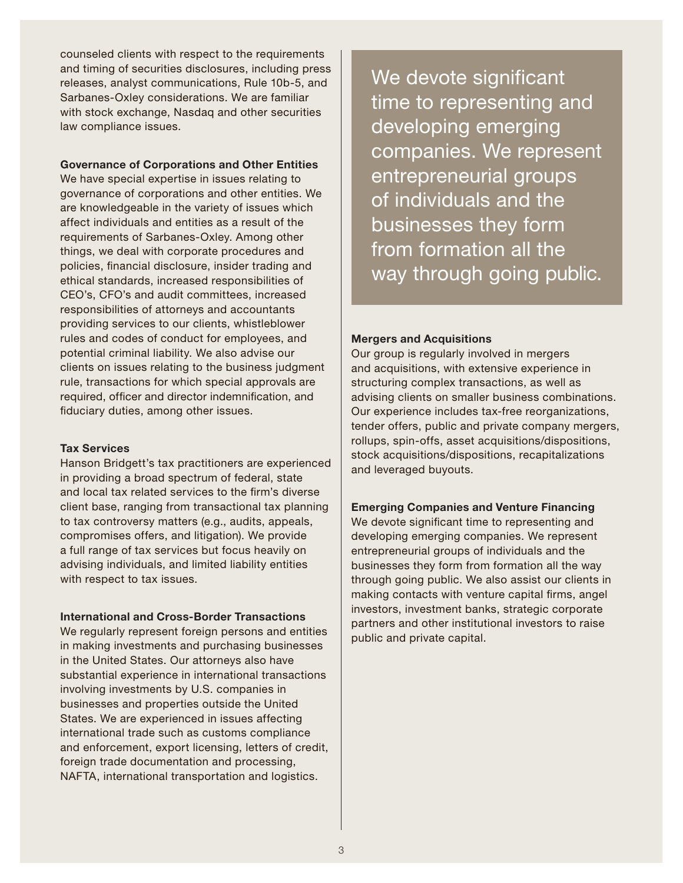counseled clients with respect to the requirements and timing of securities disclosures, including press releases, analyst communications, Rule 10b-5, and Sarbanes-Oxley considerations. We are familiar with stock exchange, Nasdaq and other securities law compliance issues.

**Governance of Corporations and Other Entities**

We have special expertise in issues relating to governance of corporations and other entities. We are knowledgeable in the variety of issues which affect individuals and entities as a result of the requirements of Sarbanes-Oxley. Among other things, we deal with corporate procedures and policies, financial disclosure, insider trading and ethical standards, increased responsibilities of CEO's, CFO's and audit committees, increased responsibilities of attorneys and accountants providing services to our clients, whistleblower rules and codes of conduct for employees, and potential criminal liability. We also advise our clients on issues relating to the business judgment rule, transactions for which special approvals are required, officer and director indemnification, and fiduciary duties, among other issues.

**Tax Services**

Hanson Bridgett's tax practitioners are experienced in providing a broad spectrum of federal, state and local tax related services to the firm's diverse client base, ranging from transactional tax planning to tax controversy matters (e.g., audits, appeals, compromises offers, and litigation). We provide a full range of tax services but focus heavily on advising individuals, and limited liability entities with respect to tax issues.

**International and Cross-Border Transactions**

We regularly represent foreign persons and entities in making investments and purchasing businesses in the United States. Our attorneys also have substantial experience in international transactions involving investments by U.S. companies in businesses and properties outside the United States. We are experienced in issues affecting international trade such as customs compliance and enforcement, export licensing, letters of credit, foreign trade documentation and processing, NAFTA, international transportation and logistics.

> We devote significant time to representing and developing emerging companies. We represent entrepreneurial groups of individuals and the businesses they form from formation all the way through going public.

**Mergers and Acquisitions**

Our group is regularly involved in mergers and acquisitions, with extensive experience in structuring complex transactions, as well as advising clients on smaller business combinations. Our experience includes tax-free reorganizations, tender offers, public and private company mergers, rollups, spin-offs, asset acquisitions/dispositions, stock acquisitions/dispositions, recapitalizations and leveraged buyouts.

**Emerging Companies and Venture Financing**

We devote significant time to representing and developing emerging companies. We represent entrepreneurial groups of individuals and the businesses they form from formation all the way through going public. We also assist our clients in making contacts with venture capital firms, angel investors, investment banks, strategic corporate partners and other institutional investors to raise public and private capital.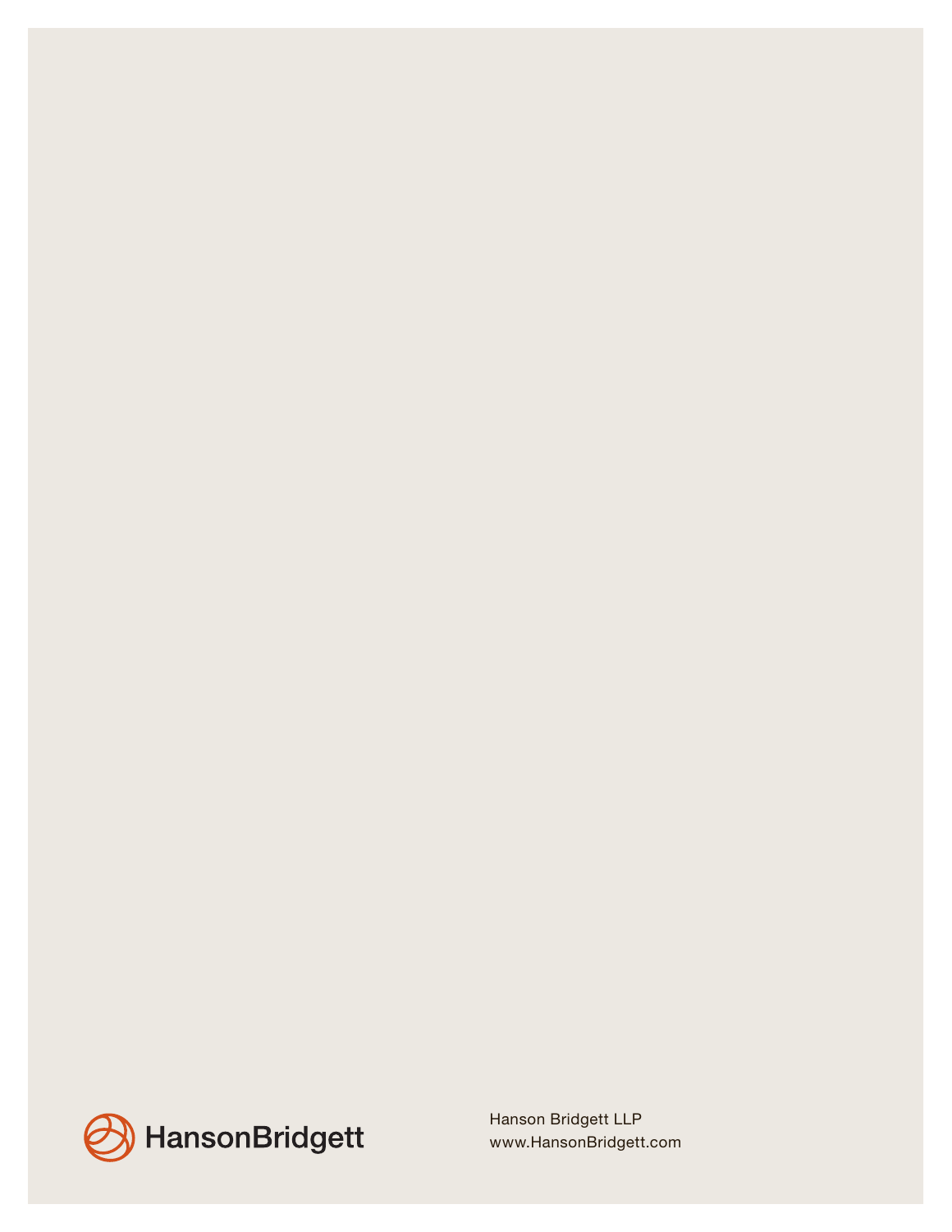HansonBridgett

Hanson Bridgett LLP
www.HansonBridgett.com